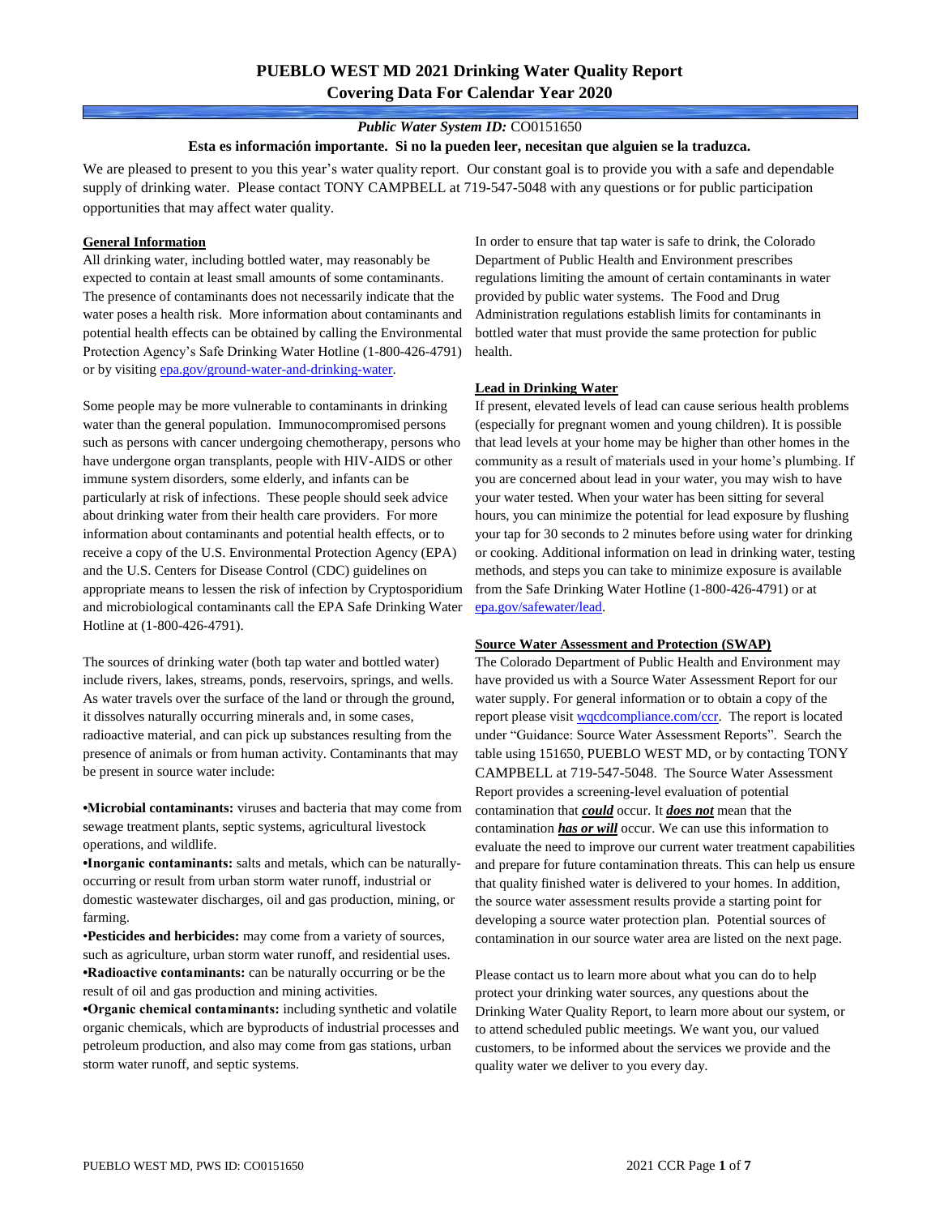# PUEBLO WEST MD 2021 Drinking Water Quality Report
## Covering Data For Calendar Year 2020

***Public Water System ID:*** CO0151650

**Esta es información importante. Si no la pueden leer, necesitan que alguien se la traduzca.**

We are pleased to present to you this year's water quality report. Our constant goal is to provide you with a safe and dependable supply of drinking water. Please contact TONY CAMPBELL at 719-547-5048 with any questions or for public participation opportunities that may affect water quality.

### General Information

All drinking water, including bottled water, may reasonably be expected to contain at least small amounts of some contaminants. The presence of contaminants does not necessarily indicate that the water poses a health risk. More information about contaminants and potential health effects can be obtained by calling the Environmental Protection Agency's Safe Drinking Water Hotline (1-800-426-4791) or by visiting epa.gov/ground-water-and-drinking-water.

Some people may be more vulnerable to contaminants in drinking water than the general population. Immunocompromised persons such as persons with cancer undergoing chemotherapy, persons who have undergone organ transplants, people with HIV-AIDS or other immune system disorders, some elderly, and infants can be particularly at risk of infections. These people should seek advice about drinking water from their health care providers. For more information about contaminants and potential health effects, or to receive a copy of the U.S. Environmental Protection Agency (EPA) and the U.S. Centers for Disease Control (CDC) guidelines on appropriate means to lessen the risk of infection by Cryptosporidium and microbiological contaminants call the EPA Safe Drinking Water Hotline at (1-800-426-4791).

The sources of drinking water (both tap water and bottled water) include rivers, lakes, streams, ponds, reservoirs, springs, and wells. As water travels over the surface of the land or through the ground, it dissolves naturally occurring minerals and, in some cases, radioactive material, and can pick up substances resulting from the presence of animals or from human activity. Contaminants that may be present in source water include:

- **Microbial contaminants:** viruses and bacteria that may come from sewage treatment plants, septic systems, agricultural livestock operations, and wildlife.
- **Inorganic contaminants:** salts and metals, which can be naturally-occurring or result from urban storm water runoff, industrial or domestic wastewater discharges, oil and gas production, mining, or farming.
- **Pesticides and herbicides:** may come from a variety of sources, such as agriculture, urban storm water runoff, and residential uses.
- **Radioactive contaminants:** can be naturally occurring or be the result of oil and gas production and mining activities.
- **Organic chemical contaminants:** including synthetic and volatile organic chemicals, which are byproducts of industrial processes and petroleum production, and also may come from gas stations, urban storm water runoff, and septic systems.

In order to ensure that tap water is safe to drink, the Colorado Department of Public Health and Environment prescribes regulations limiting the amount of certain contaminants in water provided by public water systems. The Food and Drug Administration regulations establish limits for contaminants in bottled water that must provide the same protection for public health.

### Lead in Drinking Water

If present, elevated levels of lead can cause serious health problems (especially for pregnant women and young children). It is possible that lead levels at your home may be higher than other homes in the community as a result of materials used in your home's plumbing. If you are concerned about lead in your water, you may wish to have your water tested. When your water has been sitting for several hours, you can minimize the potential for lead exposure by flushing your tap for 30 seconds to 2 minutes before using water for drinking or cooking. Additional information on lead in drinking water, testing methods, and steps you can take to minimize exposure is available from the Safe Drinking Water Hotline (1-800-426-4791) or at epa.gov/safewater/lead.

### Source Water Assessment and Protection (SWAP)

The Colorado Department of Public Health and Environment may have provided us with a Source Water Assessment Report for our water supply. For general information or to obtain a copy of the report please visit wqcdcompliance.com/ccr. The report is located under "Guidance: Source Water Assessment Reports". Search the table using 151650, PUEBLO WEST MD, or by contacting TONY CAMPBELL at 719-547-5048. The Source Water Assessment Report provides a screening-level evaluation of potential contamination that ***could*** occur. It ***does not*** mean that the contamination ***has or will*** occur. We can use this information to evaluate the need to improve our current water treatment capabilities and prepare for future contamination threats. This can help us ensure that quality finished water is delivered to your homes. In addition, the source water assessment results provide a starting point for developing a source water protection plan. Potential sources of contamination in our source water area are listed on the next page.

Please contact us to learn more about what you can do to help protect your drinking water sources, any questions about the Drinking Water Quality Report, to learn more about our system, or to attend scheduled public meetings. We want you, our valued customers, to be informed about the services we provide and the quality water we deliver to you every day.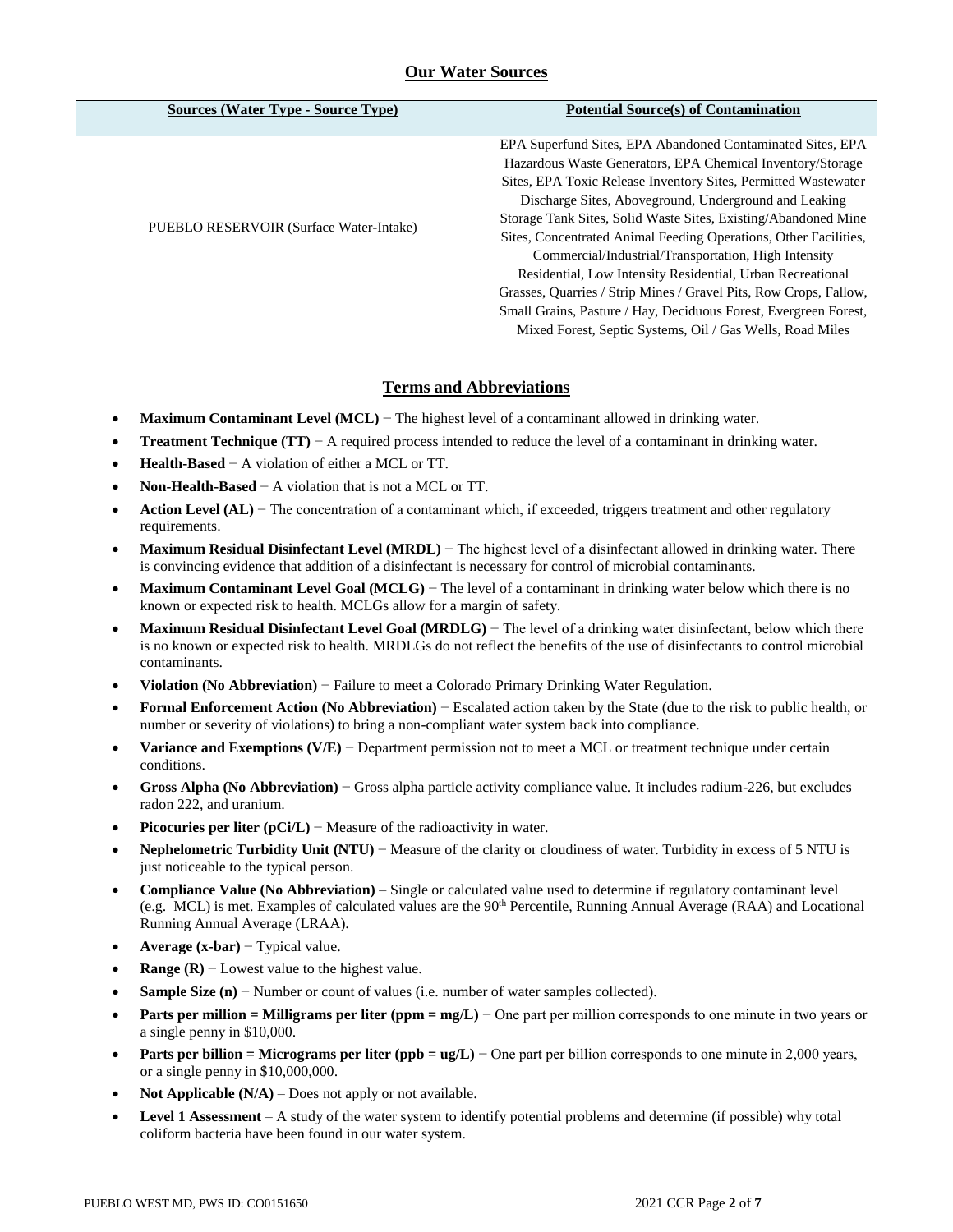## Our Water Sources

| Sources (Water Type - Source Type) | Potential Source(s) of Contamination |
|---|---|
| PUEBLO RESERVOIR (Surface Water-Intake) | EPA Superfund Sites, EPA Abandoned Contaminated Sites, EPA Hazardous Waste Generators, EPA Chemical Inventory/Storage Sites, EPA Toxic Release Inventory Sites, Permitted Wastewater Discharge Sites, Aboveground, Underground and Leaking Storage Tank Sites, Solid Waste Sites, Existing/Abandoned Mine Sites, Concentrated Animal Feeding Operations, Other Facilities, Commercial/Industrial/Transportation, High Intensity Residential, Low Intensity Residential, Urban Recreational Grasses, Quarries / Strip Mines / Gravel Pits, Row Crops, Fallow, Small Grains, Pasture / Hay, Deciduous Forest, Evergreen Forest, Mixed Forest, Septic Systems, Oil / Gas Wells, Road Miles |

## Terms and Abbreviations

- **Maximum Contaminant Level (MCL)** − The highest level of a contaminant allowed in drinking water.
- **Treatment Technique (TT)** − A required process intended to reduce the level of a contaminant in drinking water.
- **Health-Based** − A violation of either a MCL or TT.
- **Non-Health-Based** − A violation that is not a MCL or TT.
- **Action Level (AL)** − The concentration of a contaminant which, if exceeded, triggers treatment and other regulatory requirements.
- **Maximum Residual Disinfectant Level (MRDL)** − The highest level of a disinfectant allowed in drinking water. There is convincing evidence that addition of a disinfectant is necessary for control of microbial contaminants.
- **Maximum Contaminant Level Goal (MCLG)** − The level of a contaminant in drinking water below which there is no known or expected risk to health. MCLGs allow for a margin of safety.
- **Maximum Residual Disinfectant Level Goal (MRDLG)** − The level of a drinking water disinfectant, below which there is no known or expected risk to health. MRDLGs do not reflect the benefits of the use of disinfectants to control microbial contaminants.
- **Violation (No Abbreviation)** − Failure to meet a Colorado Primary Drinking Water Regulation.
- **Formal Enforcement Action (No Abbreviation)** − Escalated action taken by the State (due to the risk to public health, or number or severity of violations) to bring a non-compliant water system back into compliance.
- **Variance and Exemptions (V/E)** − Department permission not to meet a MCL or treatment technique under certain conditions.
- **Gross Alpha (No Abbreviation)** − Gross alpha particle activity compliance value. It includes radium-226, but excludes radon 222, and uranium.
- **Picocuries per liter (pCi/L)** − Measure of the radioactivity in water.
- **Nephelometric Turbidity Unit (NTU)** − Measure of the clarity or cloudiness of water. Turbidity in excess of 5 NTU is just noticeable to the typical person.
- **Compliance Value (No Abbreviation)** – Single or calculated value used to determine if regulatory contaminant level (e.g. MCL) is met. Examples of calculated values are the 90th Percentile, Running Annual Average (RAA) and Locational Running Annual Average (LRAA).
- **Average (x-bar)** − Typical value.
- **Range (R)** − Lowest value to the highest value.
- **Sample Size (n)** − Number or count of values (i.e. number of water samples collected).
- **Parts per million = Milligrams per liter (ppm = mg/L)** − One part per million corresponds to one minute in two years or a single penny in $10,000.
- **Parts per billion = Micrograms per liter (ppb = ug/L)** − One part per billion corresponds to one minute in 2,000 years, or a single penny in $10,000,000.
- **Not Applicable (N/A)** – Does not apply or not available.
- **Level 1 Assessment** – A study of the water system to identify potential problems and determine (if possible) why total coliform bacteria have been found in our water system.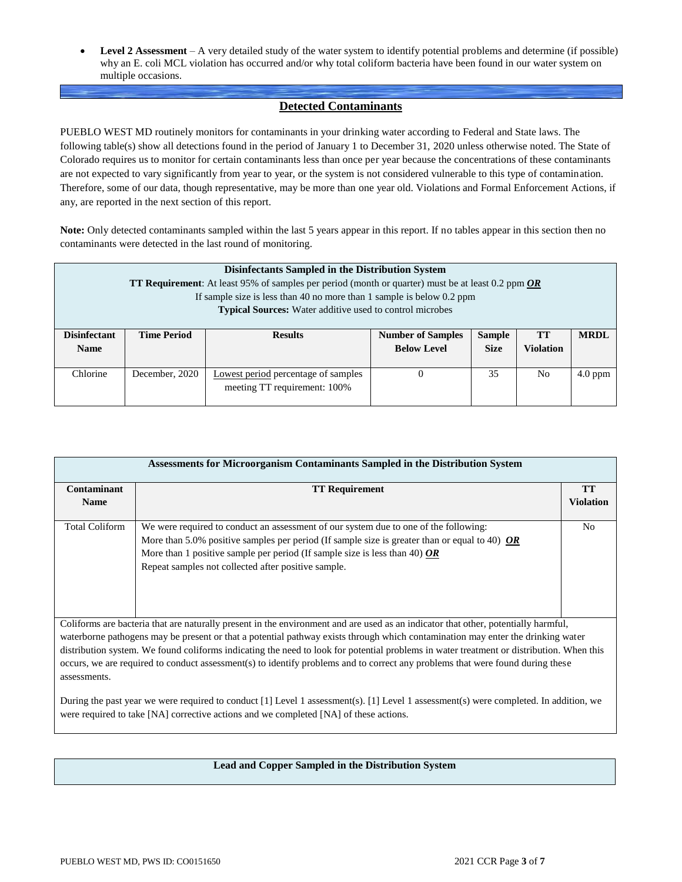- **Level 2 Assessment** – A very detailed study of the water system to identify potential problems and determine (if possible) why an E. coli MCL violation has occurred and/or why total coliform bacteria have been found in our water system on multiple occasions.

## Detected Contaminants

PUEBLO WEST MD routinely monitors for contaminants in your drinking water according to Federal and State laws. The following table(s) show all detections found in the period of January 1 to December 31, 2020 unless otherwise noted. The State of Colorado requires us to monitor for certain contaminants less than once per year because the concentrations of these contaminants are not expected to vary significantly from year to year, or the system is not considered vulnerable to this type of contamination. Therefore, some of our data, though representative, may be more than one year old. Violations and Formal Enforcement Actions, if any, are reported in the next section of this report.

**Note:** Only detected contaminants sampled within the last 5 years appear in this report. If no tables appear in this section then no contaminants were detected in the last round of monitoring.

**Disinfectants Sampled in the Distribution System**
**TT Requirement**: At least 95% of samples per period (month or quarter) must be at least 0.2 ppm ***OR***
If sample size is less than 40 no more than 1 sample is below 0.2 ppm
**Typical Sources:** Water additive used to control microbes

| Disinfectant Name | Time Period | Results | Number of Samples Below Level | Sample Size | TT Violation | MRDL |
|---|---|---|---|---|---|---|
| Chlorine | December, 2020 | Lowest period percentage of samples meeting TT requirement: 100% | 0 | 35 | No | 4.0 ppm |

**Assessments for Microorganism Contaminants Sampled in the Distribution System**

| Contaminant Name | TT Requirement | TT Violation |
|---|---|---|
| Total Coliform | We were required to conduct an assessment of our system due to one of the following:<br>More than 5.0% positive samples per period (If sample size is greater than or equal to 40) ***OR***<br>More than 1 positive sample per period (If sample size is less than 40) ***OR***<br>Repeat samples not collected after positive sample. | No |

Coliforms are bacteria that are naturally present in the environment and are used as an indicator that other, potentially harmful, waterborne pathogens may be present or that a potential pathway exists through which contamination may enter the drinking water distribution system. We found coliforms indicating the need to look for potential problems in water treatment or distribution. When this occurs, we are required to conduct assessment(s) to identify problems and to correct any problems that were found during these assessments.

During the past year we were required to conduct [1] Level 1 assessment(s). [1] Level 1 assessment(s) were completed. In addition, we were required to take [NA] corrective actions and we completed [NA] of these actions.

**Lead and Copper Sampled in the Distribution System**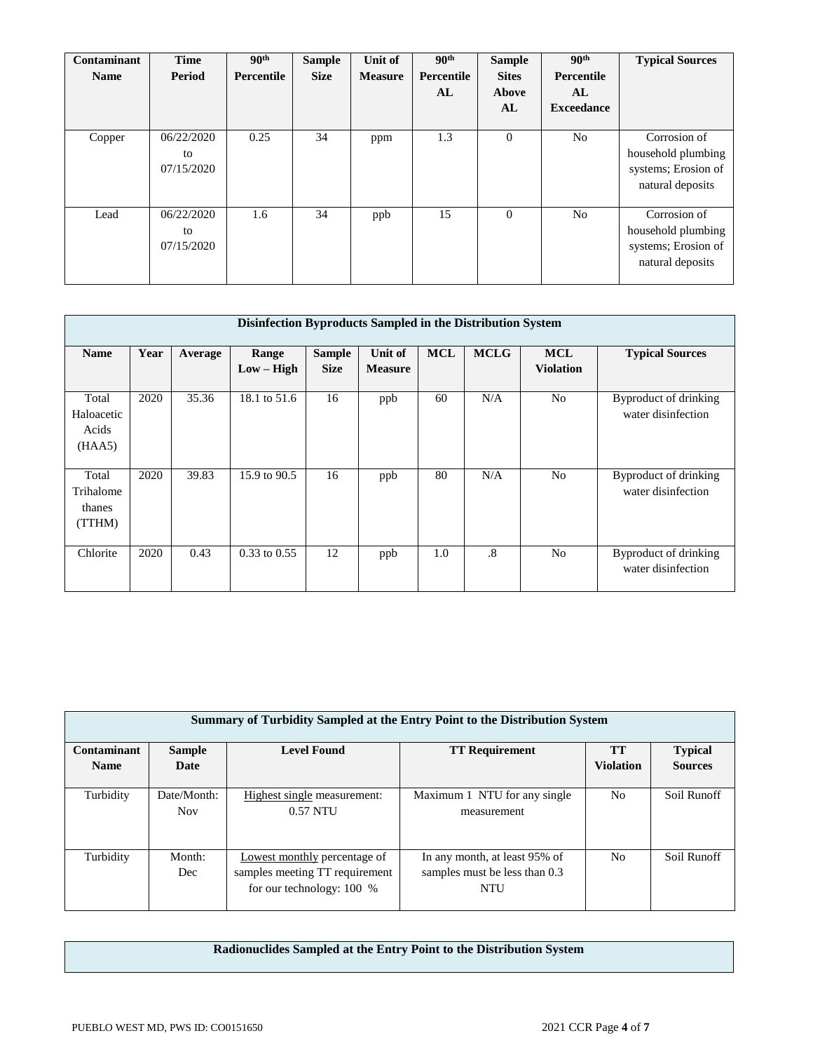| Contaminant Name | Time Period | 90th Percentile | Sample Size | Unit of Measure | 90th Percentile AL | Sample Sites Above AL | 90th Percentile AL Exceedance | Typical Sources |
|---|---|---|---|---|---|---|---|---|
| Copper | 06/22/2020 to 07/15/2020 | 0.25 | 34 | ppm | 1.3 | 0 | No | Corrosion of household plumbing systems; Erosion of natural deposits |
| Lead | 06/22/2020 to 07/15/2020 | 1.6 | 34 | ppb | 15 | 0 | No | Corrosion of household plumbing systems; Erosion of natural deposits |

| Disinfection Byproducts Sampled in the Distribution System | | | | | | | | | |
|---|---|---|---|---|---|---|---|---|---|
| **Name** | **Year** | **Average** | **Range Low – High** | **Sample Size** | **Unit of Measure** | **MCL** | **MCLG** | **MCL Violation** | **Typical Sources** |
| Total Haloacetic Acids (HAA5) | 2020 | 35.36 | 18.1 to 51.6 | 16 | ppb | 60 | N/A | No | Byproduct of drinking water disinfection |
| Total Trihalomethanes (TTHM) | 2020 | 39.83 | 15.9 to 90.5 | 16 | ppb | 80 | N/A | No | Byproduct of drinking water disinfection |
| Chlorite | 2020 | 0.43 | 0.33 to 0.55 | 12 | ppb | 1.0 | .8 | No | Byproduct of drinking water disinfection |

| Summary of Turbidity Sampled at the Entry Point to the Distribution System | | | | | |
|---|---|---|---|---|---|
| **Contaminant Name** | **Sample Date** | **Level Found** | **TT Requirement** | **TT Violation** | **Typical Sources** |
| Turbidity | Date/Month: Nov | Highest single measurement: 0.57 NTU | Maximum 1 NTU for any single measurement | No | Soil Runoff |
| Turbidity | Month: Dec | Lowest monthly percentage of samples meeting TT requirement for our technology: 100 % | In any month, at least 95% of samples must be less than 0.3 NTU | No | Soil Runoff |

| Radionuclides Sampled at the Entry Point to the Distribution System |
|---|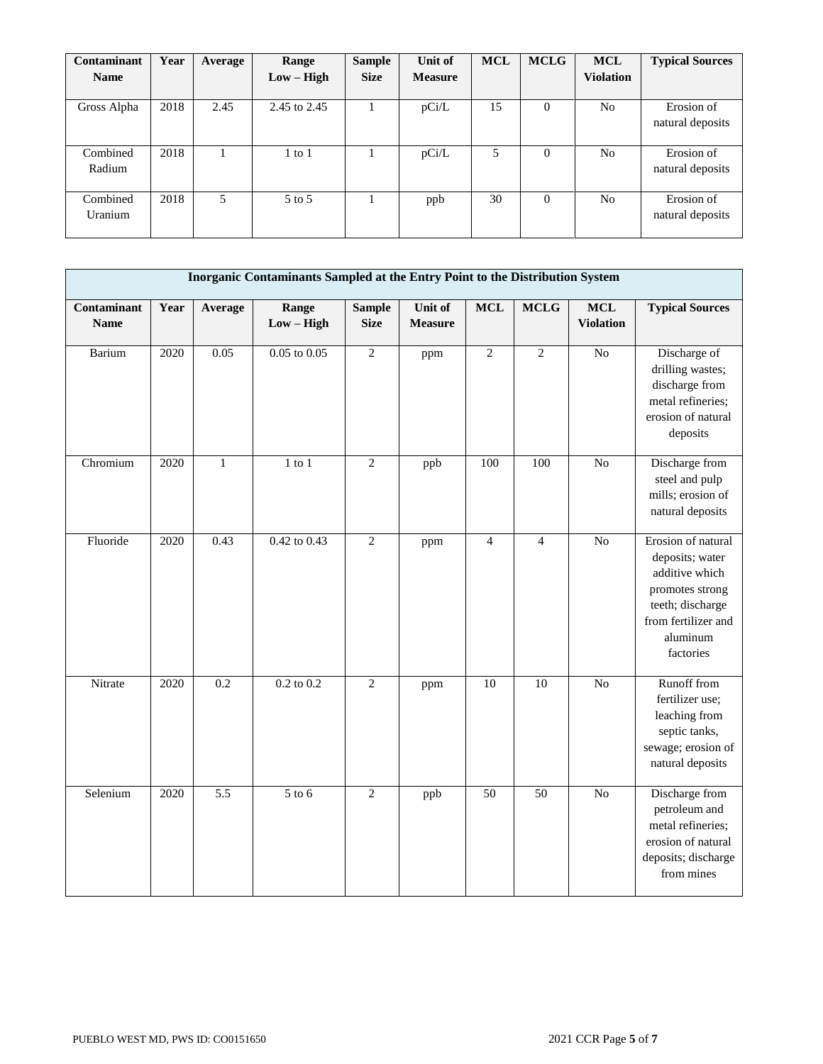| Contaminant Name | Year | Average | Range Low – High | Sample Size | Unit of Measure | MCL | MCLG | MCL Violation | Typical Sources |
|---|---|---|---|---|---|---|---|---|---|
| Gross Alpha | 2018 | 2.45 | 2.45 to 2.45 | 1 | pCi/L | 15 | 0 | No | Erosion of natural deposits |
| Combined Radium | 2018 | 1 | 1 to 1 | 1 | pCi/L | 5 | 0 | No | Erosion of natural deposits |
| Combined Uranium | 2018 | 5 | 5 to 5 | 1 | ppb | 30 | 0 | No | Erosion of natural deposits |

| Inorganic Contaminants Sampled at the Entry Point to the Distribution System | | | | | | | | | |
|---|---|---|---|---|---|---|---|---|---|
| **Contaminant Name** | **Year** | **Average** | **Range Low – High** | **Sample Size** | **Unit of Measure** | **MCL** | **MCLG** | **MCL Violation** | **Typical Sources** |
| Barium | 2020 | 0.05 | 0.05 to 0.05 | 2 | ppm | 2 | 2 | No | Discharge of drilling wastes; discharge from metal refineries; erosion of natural deposits |
| Chromium | 2020 | 1 | 1 to 1 | 2 | ppb | 100 | 100 | No | Discharge from steel and pulp mills; erosion of natural deposits |
| Fluoride | 2020 | 0.43 | 0.42 to 0.43 | 2 | ppm | 4 | 4 | No | Erosion of natural deposits; water additive which promotes strong teeth; discharge from fertilizer and aluminum factories |
| Nitrate | 2020 | 0.2 | 0.2 to 0.2 | 2 | ppm | 10 | 10 | No | Runoff from fertilizer use; leaching from septic tanks, sewage; erosion of natural deposits |
| Selenium | 2020 | 5.5 | 5 to 6 | 2 | ppb | 50 | 50 | No | Discharge from petroleum and metal refineries; erosion of natural deposits; discharge from mines |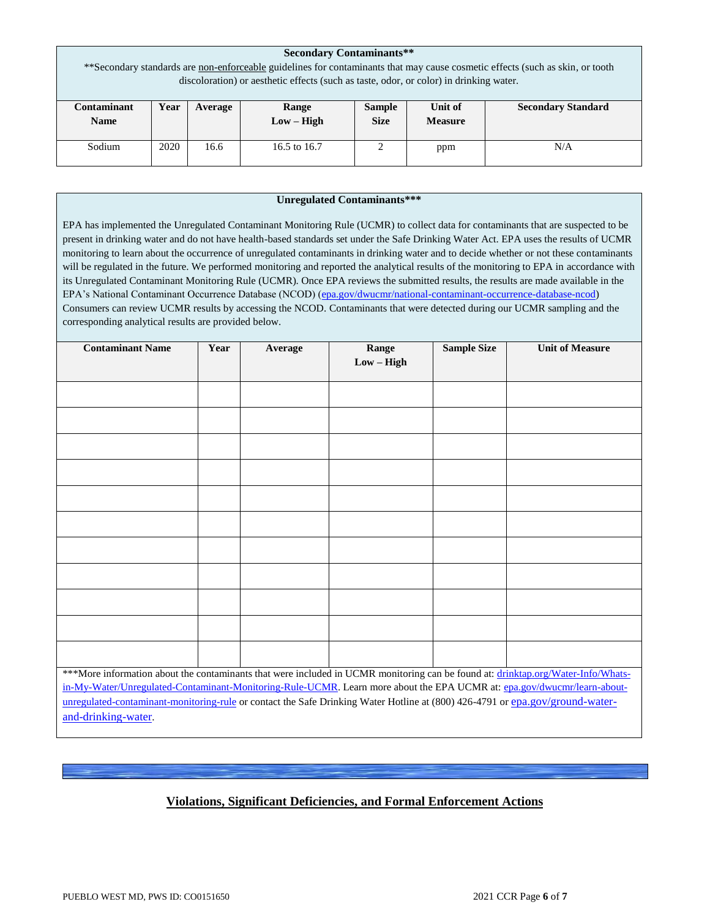**Secondary Contaminants****

**Secondary standards are non-enforceable guidelines for contaminants that may cause cosmetic effects (such as skin, or tooth discoloration) or aesthetic effects (such as taste, odor, or color) in drinking water.

| Contaminant Name | Year | Average | Range Low – High | Sample Size | Unit of Measure | Secondary Standard |
|---|---|---|---|---|---|---|
| Sodium | 2020 | 16.6 | 16.5 to 16.7 | 2 | ppm | N/A |

**Unregulated Contaminants*****

EPA has implemented the Unregulated Contaminant Monitoring Rule (UCMR) to collect data for contaminants that are suspected to be present in drinking water and do not have health-based standards set under the Safe Drinking Water Act. EPA uses the results of UCMR monitoring to learn about the occurrence of unregulated contaminants in drinking water and to decide whether or not these contaminants will be regulated in the future. We performed monitoring and reported the analytical results of the monitoring to EPA in accordance with its Unregulated Contaminant Monitoring Rule (UCMR). Once EPA reviews the submitted results, the results are made available in the EPA's National Contaminant Occurrence Database (NCOD) (epa.gov/dwucmr/national-contaminant-occurrence-database-ncod) Consumers can review UCMR results by accessing the NCOD. Contaminants that were detected during our UCMR sampling and the corresponding analytical results are provided below.

| Contaminant Name | Year | Average | Range Low – High | Sample Size | Unit of Measure |
|---|---|---|---|---|---|
| | | | | | |
| | | | | | |
| | | | | | |
| | | | | | |
| | | | | | |
| | | | | | |
| | | | | | |
| | | | | | |
| | | | | | |
| | | | | | |
| | | | | | |

***More information about the contaminants that were included in UCMR monitoring can be found at: drinktap.org/Water-Info/Whats-in-My-Water/Unregulated-Contaminant-Monitoring-Rule-UCMR. Learn more about the EPA UCMR at: epa.gov/dwucmr/learn-about-unregulated-contaminant-monitoring-rule or contact the Safe Drinking Water Hotline at (800) 426-4791 or epa.gov/ground-water-and-drinking-water.

## Violations, Significant Deficiencies, and Formal Enforcement Actions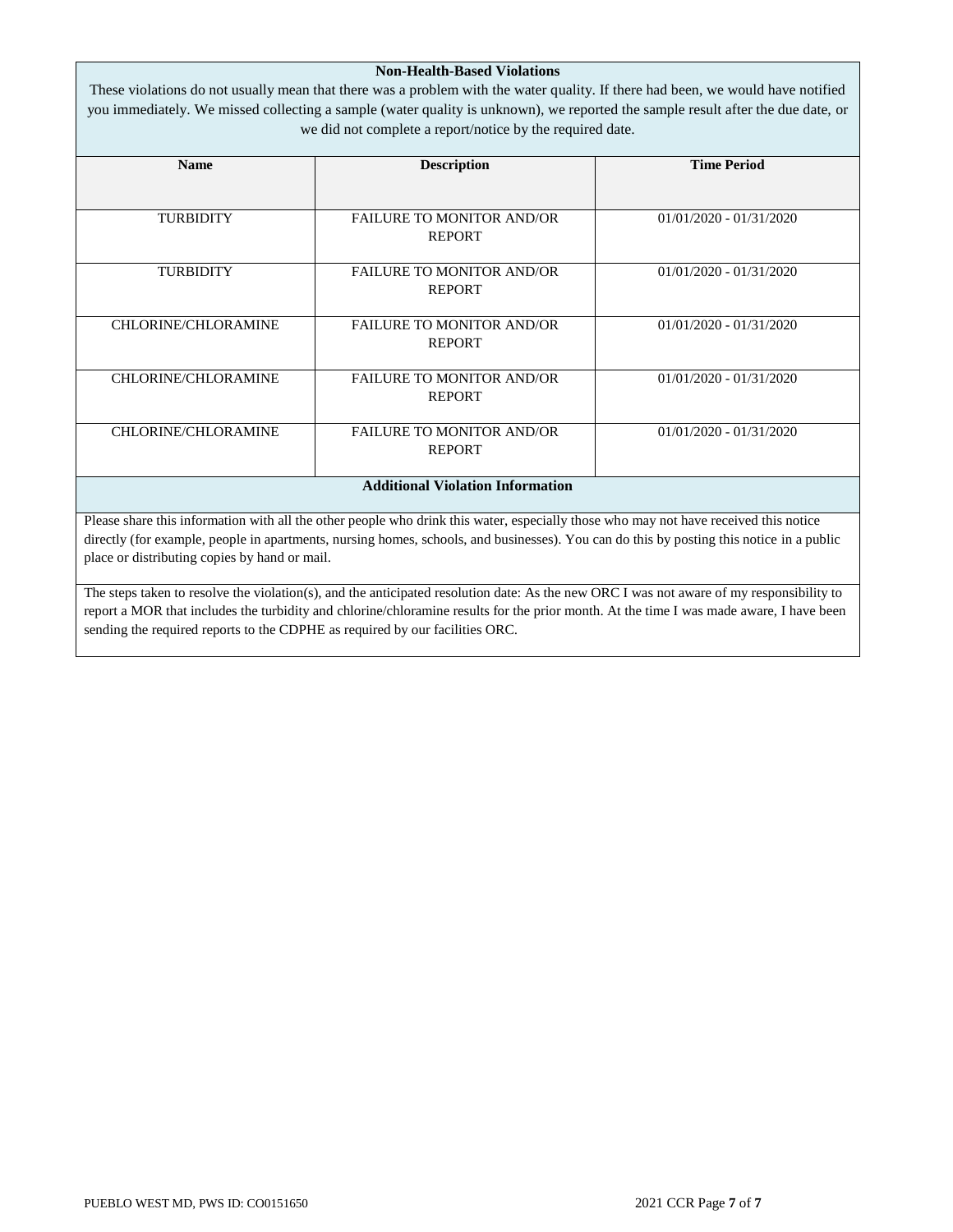## Non-Health-Based Violations

These violations do not usually mean that there was a problem with the water quality. If there had been, we would have notified you immediately. We missed collecting a sample (water quality is unknown), we reported the sample result after the due date, or we did not complete a report/notice by the required date.

| Name | Description | Time Period |
|---|---|---|
| TURBIDITY | FAILURE TO MONITOR AND/OR REPORT | 01/01/2020 - 01/31/2020 |
| TURBIDITY | FAILURE TO MONITOR AND/OR REPORT | 01/01/2020 - 01/31/2020 |
| CHLORINE/CHLORAMINE | FAILURE TO MONITOR AND/OR REPORT | 01/01/2020 - 01/31/2020 |
| CHLORINE/CHLORAMINE | FAILURE TO MONITOR AND/OR REPORT | 01/01/2020 - 01/31/2020 |
| CHLORINE/CHLORAMINE | FAILURE TO MONITOR AND/OR REPORT | 01/01/2020 - 01/31/2020 |

### Additional Violation Information

Please share this information with all the other people who drink this water, especially those who may not have received this notice directly (for example, people in apartments, nursing homes, schools, and businesses). You can do this by posting this notice in a public place or distributing copies by hand or mail.

The steps taken to resolve the violation(s), and the anticipated resolution date: As the new ORC I was not aware of my responsibility to report a MOR that includes the turbidity and chlorine/chloramine results for the prior month. At the time I was made aware, I have been sending the required reports to the CDPHE as required by our facilities ORC.